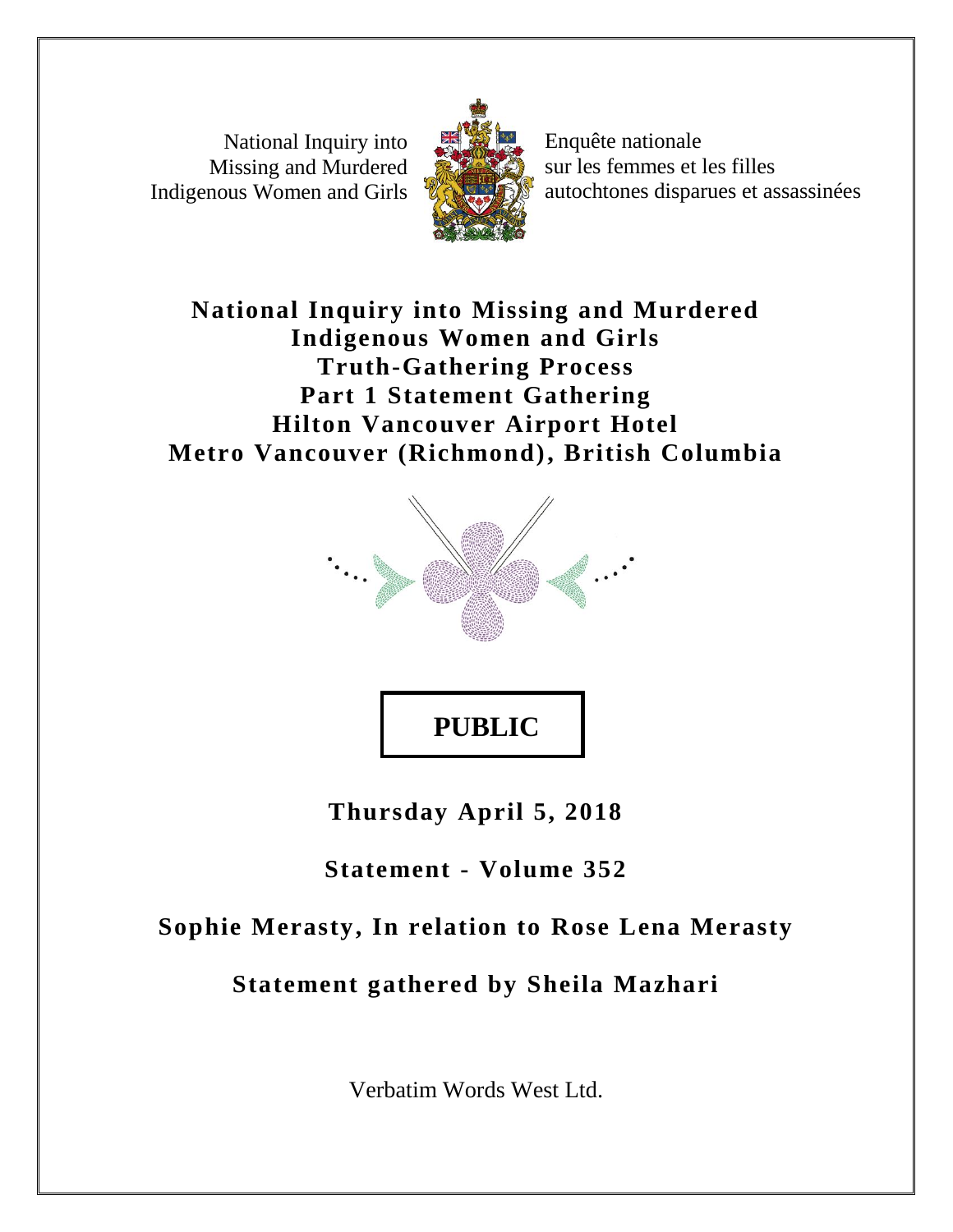National Inquiry into Missing and Murdered Indigenous Women and Girls

Enquête nationale sur les femmes et les filles autochtones disparues et assassinées

# National Inquiry into Missing and Murdered Indigenous Women and Girls
# Truth-Gathering Process
# Part 1 Statement Gathering
# Hilton Vancouver Airport Hotel
# Metro Vancouver (Richmond), British Columbia

**PUBLIC**

**Thursday April 5, 2018**

**Statement - Volume 352**

**Sophie Merasty, In relation to Rose Lena Merasty**

**Statement gathered by Sheila Mazhari**

Verbatim Words West Ltd.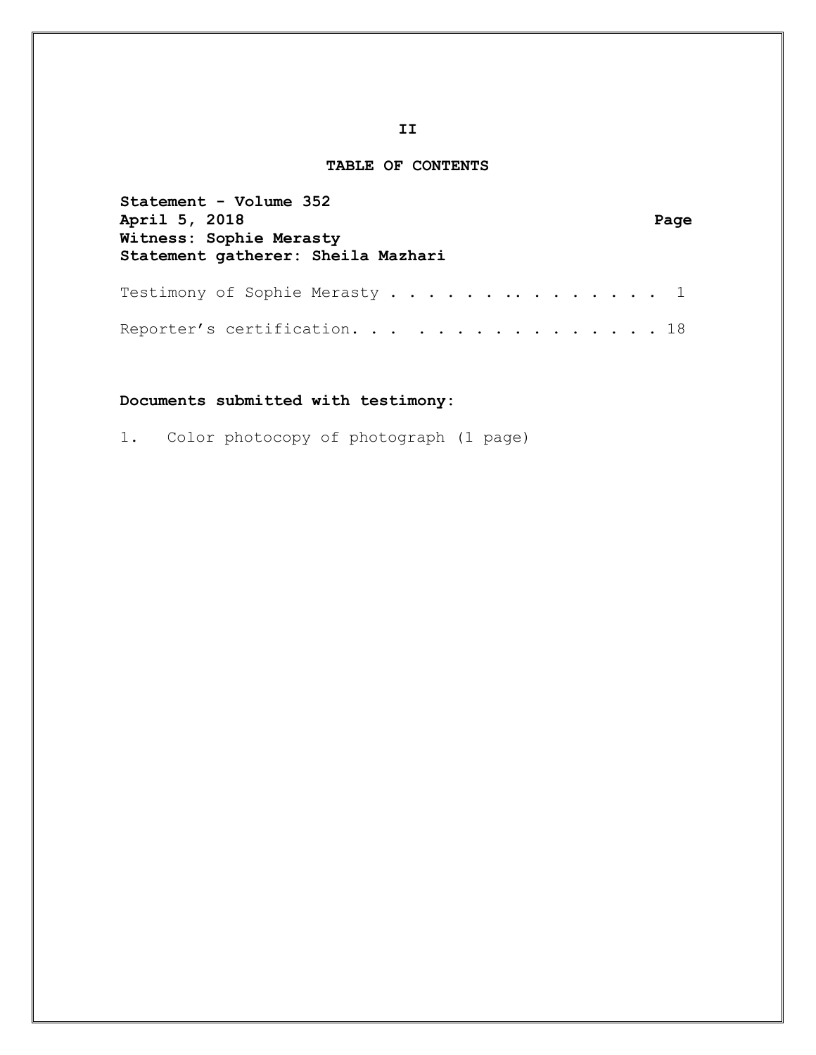**II**

# TABLE OF CONTENTS

**Statement - Volume 352**
**April 5, 2018**
**Witness: Sophie Merasty**
**Statement gatherer: Sheila Mazhari**

| | Page |
|---|---|
| Testimony of Sophie Merasty | 1 |
| Reporter's certification | 18 |

**Documents submitted with testimony:**

1. Color photocopy of photograph (1 page)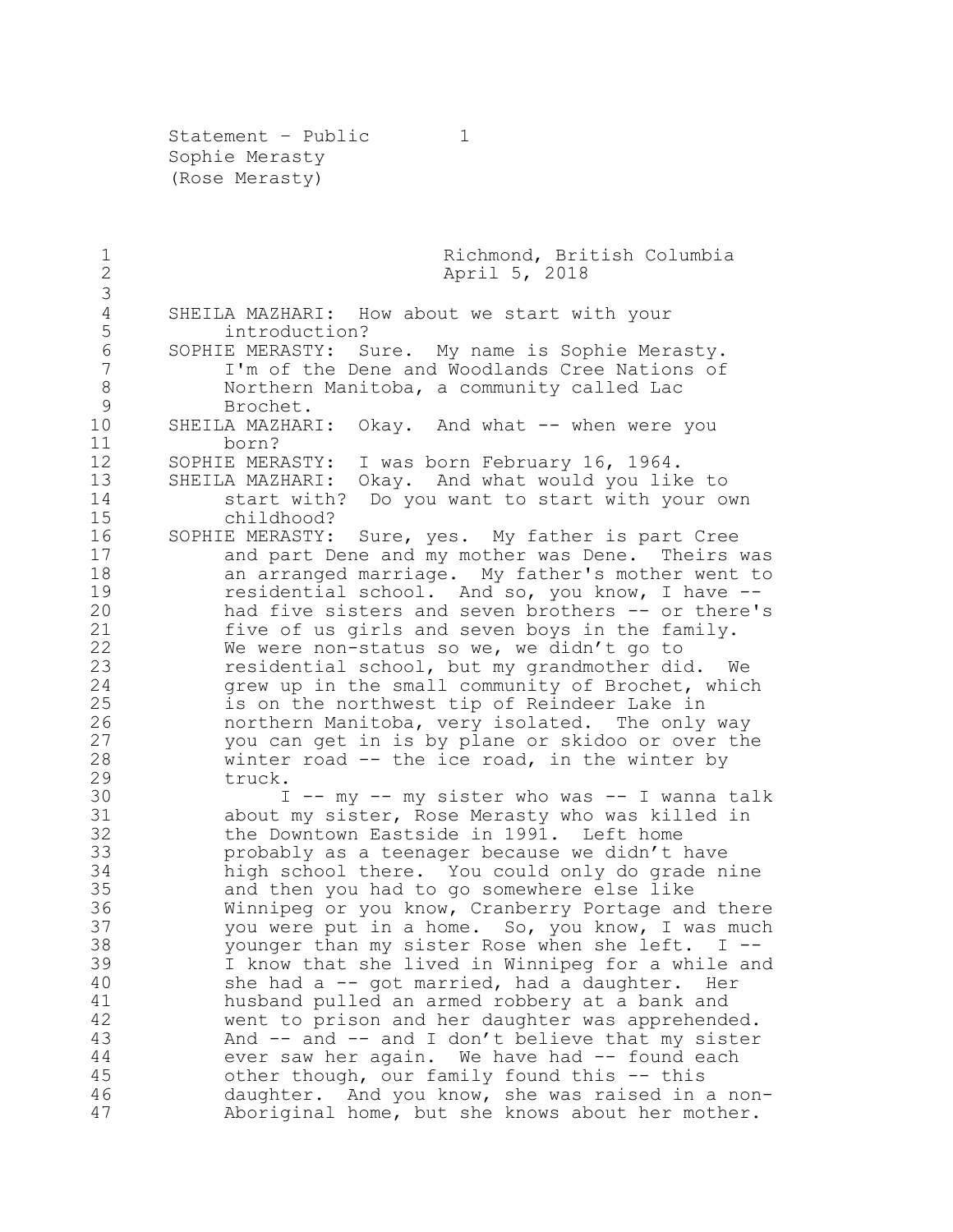Statement – Public
Sophie Merasty
(Rose Merasty)

Richmond, British Columbia
April 5, 2018

SHEILA MAZHARI: How about we start with your introduction?

SOPHIE MERASTY: Sure. My name is Sophie Merasty. I'm of the Dene and Woodlands Cree Nations of Northern Manitoba, a community called Lac Brochet.

SHEILA MAZHARI: Okay. And what -- when were you born?

SOPHIE MERASTY: I was born February 16, 1964.

SHEILA MAZHARI: Okay. And what would you like to start with? Do you want to start with your own childhood?

SOPHIE MERASTY: Sure, yes. My father is part Cree and part Dene and my mother was Dene. Theirs was an arranged marriage. My father's mother went to residential school. And so, you know, I have -- had five sisters and seven brothers -- or there's five of us girls and seven boys in the family. We were non-status so we, we didn't go to residential school, but my grandmother did. We grew up in the small community of Brochet, which is on the northwest tip of Reindeer Lake in northern Manitoba, very isolated. The only way you can get in is by plane or skidoo or over the winter road -- the ice road, in the winter by truck.

I -- my -- my sister who was -- I wanna talk about my sister, Rose Merasty who was killed in the Downtown Eastside in 1991. Left home probably as a teenager because we didn't have high school there. You could only do grade nine and then you had to go somewhere else like Winnipeg or you know, Cranberry Portage and there you were put in a home. So, you know, I was much younger than my sister Rose when she left. I -- I know that she lived in Winnipeg for a while and she had a -- got married, had a daughter. Her husband pulled an armed robbery at a bank and went to prison and her daughter was apprehended. And -- and -- and I don't believe that my sister ever saw her again. We have had -- found each other though, our family found this -- this daughter. And you know, she was raised in a non-Aboriginal home, but she knows about her mother.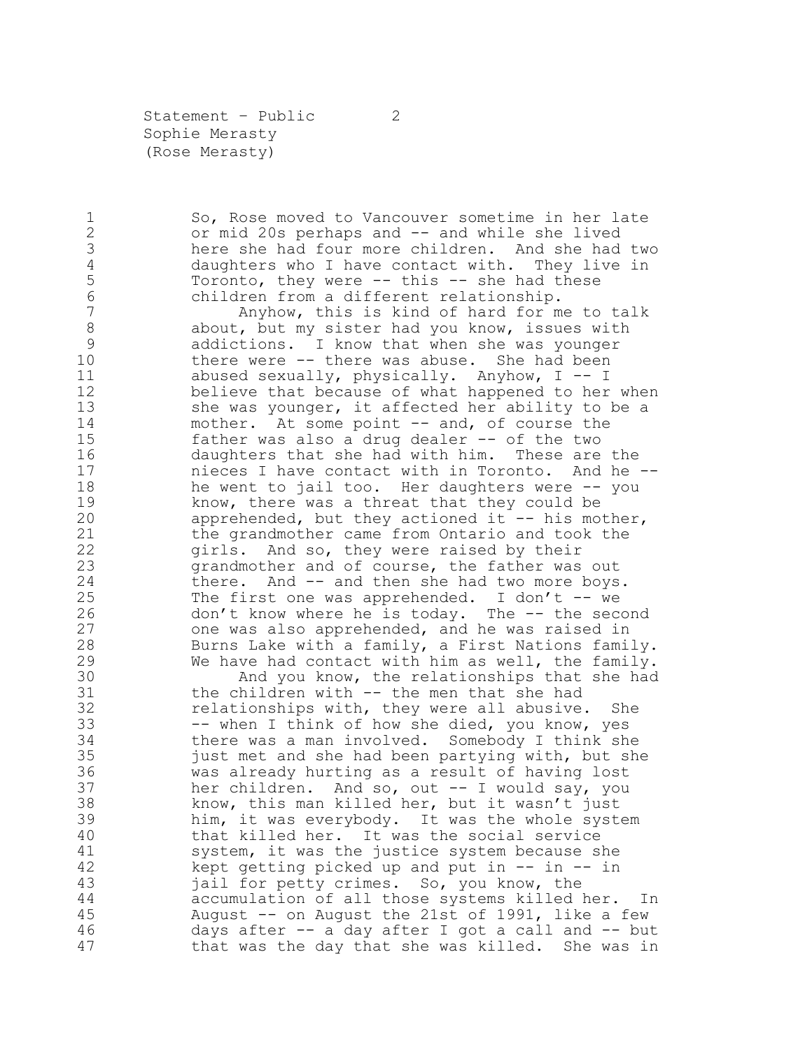So, Rose moved to Vancouver sometime in her late or mid 20s perhaps and -- and while she lived here she had four more children. And she had two daughters who I have contact with. They live in Toronto, they were -- this -- she had these children from a different relationship.

Anyhow, this is kind of hard for me to talk about, but my sister had you know, issues with addictions. I know that when she was younger there were -- there was abuse. She had been abused sexually, physically. Anyhow, I -- I believe that because of what happened to her when she was younger, it affected her ability to be a mother. At some point -- and, of course the father was also a drug dealer -- of the two daughters that she had with him. These are the nieces I have contact with in Toronto. And he -- he went to jail too. Her daughters were -- you know, there was a threat that they could be apprehended, but they actioned it -- his mother, the grandmother came from Ontario and took the girls. And so, they were raised by their grandmother and of course, the father was out there. And -- and then she had two more boys. The first one was apprehended. I don't -- we don't know where he is today. The -- the second one was also apprehended, and he was raised in Burns Lake with a family, a First Nations family. We have had contact with him as well, the family.

And you know, the relationships that she had the children with -- the men that she had relationships with, they were all abusive. She -- when I think of how she died, you know, yes there was a man involved. Somebody I think she just met and she had been partying with, but she was already hurting as a result of having lost her children. And so, out -- I would say, you know, this man killed her, but it wasn't just him, it was everybody. It was the whole system that killed her. It was the social service system, it was the justice system because she kept getting picked up and put in -- in -- in jail for petty crimes. So, you know, the accumulation of all those systems killed her. In August -- on August the 21st of 1991, like a few days after -- a day after I got a call and -- but that was the day that she was killed. She was in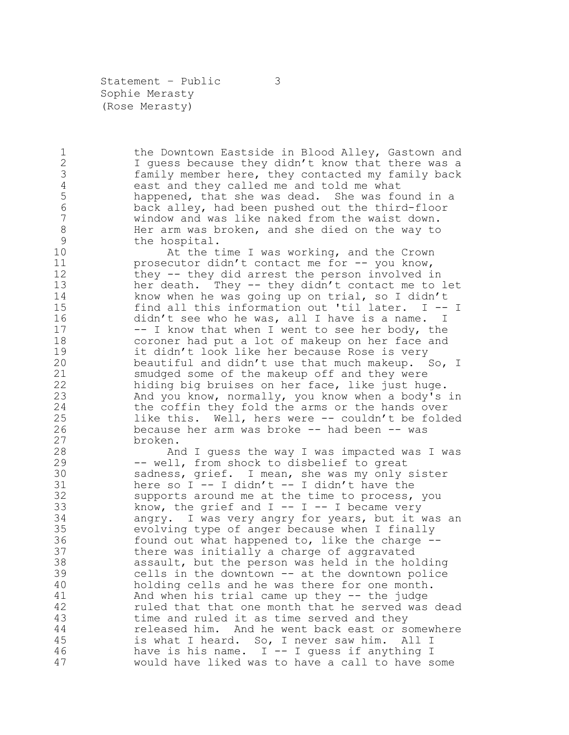the Downtown Eastside in Blood Alley, Gastown and I guess because they didn't know that there was a family member here, they contacted my family back east and they called me and told me what happened, that she was dead. She was found in a back alley, had been pushed out the third-floor window and was like naked from the waist down. Her arm was broken, and she died on the way to the hospital.

At the time I was working, and the Crown prosecutor didn't contact me for -- you know, they -- they did arrest the person involved in her death. They -- they didn't contact me to let know when he was going up on trial, so I didn't find all this information out 'til later. I -- I didn't see who he was, all I have is a name. I -- I know that when I went to see her body, the coroner had put a lot of makeup on her face and it didn't look like her because Rose is very beautiful and didn't use that much makeup. So, I smudged some of the makeup off and they were hiding big bruises on her face, like just huge. And you know, normally, you know when a body's in the coffin they fold the arms or the hands over like this. Well, hers were -- couldn't be folded because her arm was broke -- had been -- was broken.

And I guess the way I was impacted was I was -- well, from shock to disbelief to great sadness, grief. I mean, she was my only sister here so I -- I didn't -- I didn't have the supports around me at the time to process, you know, the grief and I -- I -- I became very angry. I was very angry for years, but it was an evolving type of anger because when I finally found out what happened to, like the charge -- there was initially a charge of aggravated assault, but the person was held in the holding cells in the downtown -- at the downtown police holding cells and he was there for one month. And when his trial came up they -- the judge ruled that that one month that he served was dead time and ruled it as time served and they released him. And he went back east or somewhere is what I heard. So, I never saw him. All I have is his name. I -- I guess if anything I would have liked was to have a call to have some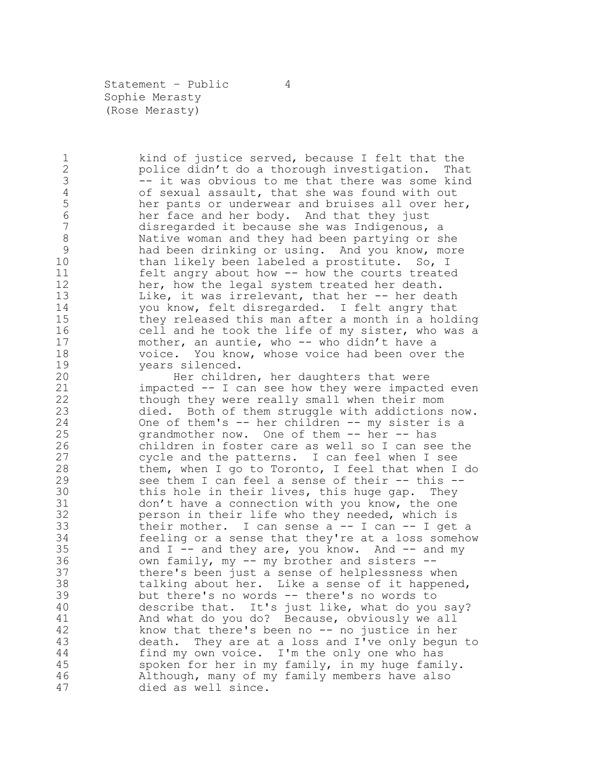kind of justice served, because I felt that the police didn't do a thorough investigation. That -- it was obvious to me that there was some kind of sexual assault, that she was found with out her pants or underwear and bruises all over her, her face and her body. And that they just disregarded it because she was Indigenous, a Native woman and they had been partying or she had been drinking or using. And you know, more than likely been labeled a prostitute. So, I felt angry about how -- how the courts treated her, how the legal system treated her death. Like, it was irrelevant, that her -- her death you know, felt disregarded. I felt angry that they released this man after a month in a holding cell and he took the life of my sister, who was a mother, an auntie, who -- who didn't have a voice. You know, whose voice had been over the years silenced.

Her children, her daughters that were impacted -- I can see how they were impacted even though they were really small when their mom died. Both of them struggle with addictions now. One of them's -- her children -- my sister is a grandmother now. One of them -- her -- has children in foster care as well so I can see the cycle and the patterns. I can feel when I see them, when I go to Toronto, I feel that when I do see them I can feel a sense of their -- this -- this hole in their lives, this huge gap. They don't have a connection with you know, the one person in their life who they needed, which is their mother. I can sense a -- I can -- I get a feeling or a sense that they're at a loss somehow and I -- and they are, you know. And -- and my own family, my -- my brother and sisters -- there's been just a sense of helplessness when talking about her. Like a sense of it happened, but there's no words -- there's no words to describe that. It's just like, what do you say? And what do you do? Because, obviously we all know that there's been no -- no justice in her death. They are at a loss and I've only begun to find my own voice. I'm the only one who has spoken for her in my family, in my huge family. Although, many of my family members have also died as well since.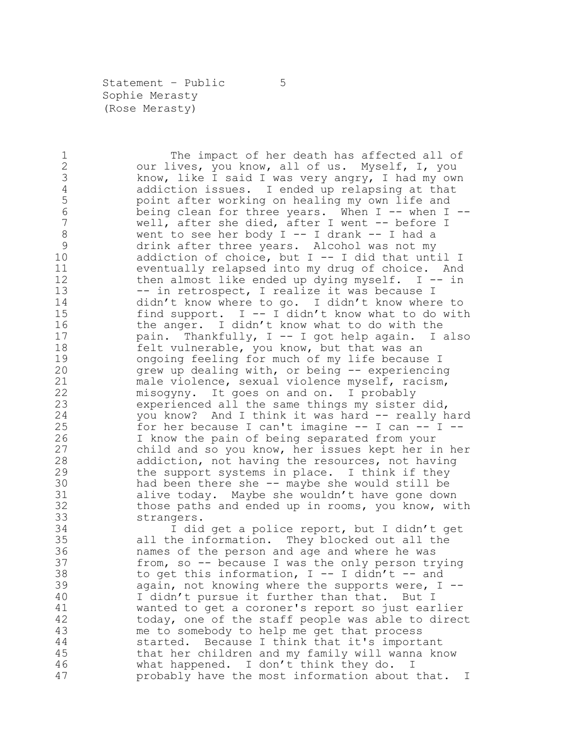The impact of her death has affected all of our lives, you know, all of us. Myself, I, you know, like I said I was very angry, I had my own addiction issues. I ended up relapsing at that point after working on healing my own life and being clean for three years. When I -- when I -- well, after she died, after I went -- before I went to see her body I -- I drank -- I had a drink after three years. Alcohol was not my addiction of choice, but I -- I did that until I eventually relapsed into my drug of choice. And then almost like ended up dying myself. I -- in -- in retrospect, I realize it was because I didn't know where to go. I didn't know where to find support. I -- I didn't know what to do with the anger. I didn't know what to do with the pain. Thankfully, I -- I got help again. I also felt vulnerable, you know, but that was an ongoing feeling for much of my life because I grew up dealing with, or being -- experiencing male violence, sexual violence myself, racism, misogyny. It goes on and on. I probably experienced all the same things my sister did, you know? And I think it was hard -- really hard for her because I can't imagine -- I can -- I -- I know the pain of being separated from your child and so you know, her issues kept her in her addiction, not having the resources, not having the support systems in place. I think if they had been there she -- maybe she would still be alive today. Maybe she wouldn't have gone down those paths and ended up in rooms, you know, with strangers.

I did get a police report, but I didn't get all the information. They blocked out all the names of the person and age and where he was from, so -- because I was the only person trying to get this information, I -- I didn't -- and again, not knowing where the supports were, I -- I didn't pursue it further than that. But I wanted to get a coroner's report so just earlier today, one of the staff people was able to direct me to somebody to help me get that process started. Because I think that it's important that her children and my family will wanna know what happened. I don't think they do. I probably have the most information about that. I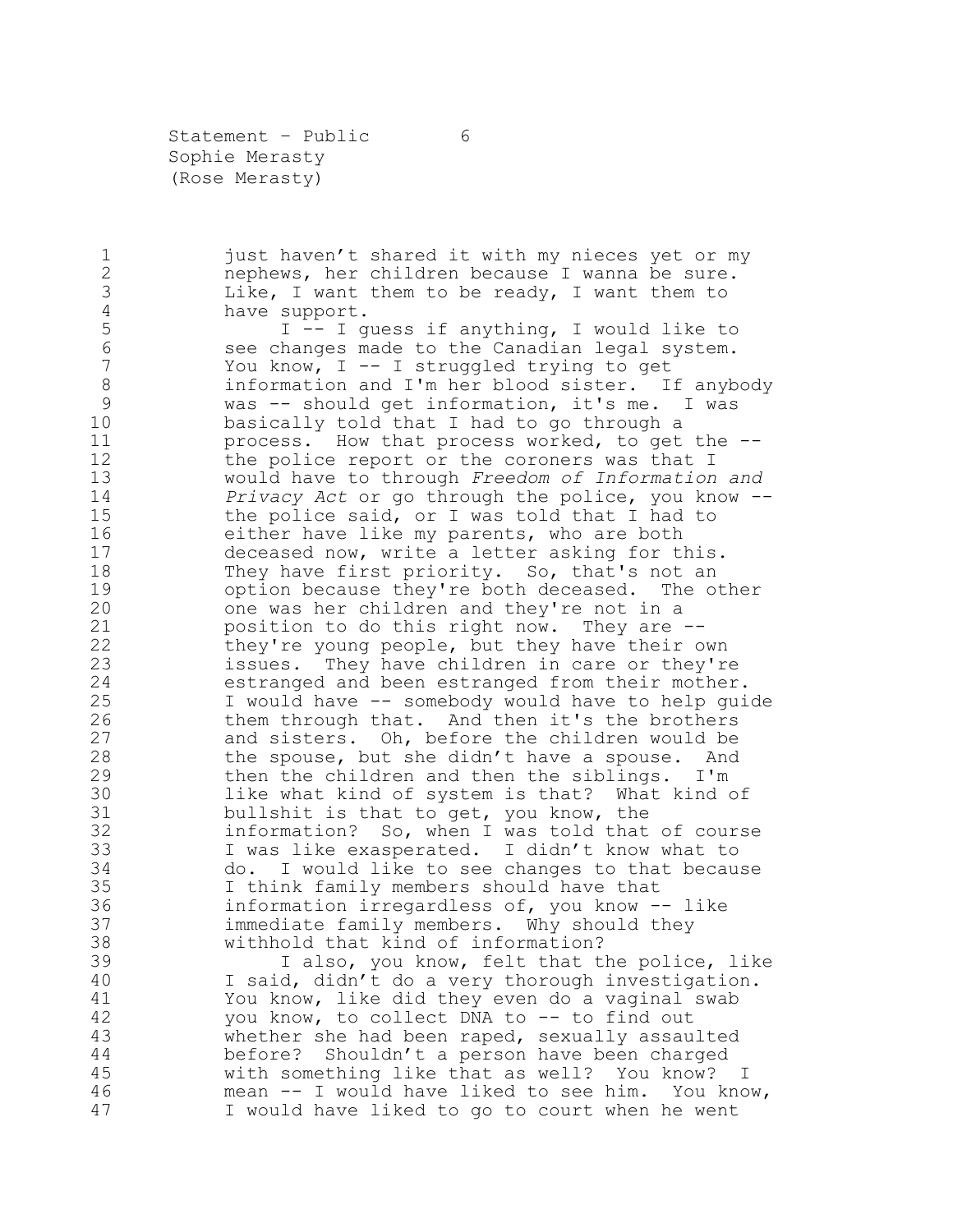just haven't shared it with my nieces yet or my nephews, her children because I wanna be sure. Like, I want them to be ready, I want them to have support.

I -- I guess if anything, I would like to see changes made to the Canadian legal system. You know, I -- I struggled trying to get information and I'm her blood sister. If anybody was -- should get information, it's me. I was basically told that I had to go through a process. How that process worked, to get the -- the police report or the coroners was that I would have to through *Freedom of Information and Privacy Act* or go through the police, you know -- the police said, or I was told that I had to either have like my parents, who are both deceased now, write a letter asking for this. They have first priority. So, that's not an option because they're both deceased. The other one was her children and they're not in a position to do this right now. They are -- they're young people, but they have their own issues. They have children in care or they're estranged and been estranged from their mother. I would have -- somebody would have to help guide them through that. And then it's the brothers and sisters. Oh, before the children would be the spouse, but she didn't have a spouse. And then the children and then the siblings. I'm like what kind of system is that? What kind of bullshit is that to get, you know, the information? So, when I was told that of course I was like exasperated. I didn't know what to do. I would like to see changes to that because I think family members should have that information irregardless of, you know -- like immediate family members. Why should they withhold that kind of information?

I also, you know, felt that the police, like I said, didn't do a very thorough investigation. You know, like did they even do a vaginal swab you know, to collect DNA to -- to find out whether she had been raped, sexually assaulted before? Shouldn't a person have been charged with something like that as well? You know? I mean -- I would have liked to see him. You know, I would have liked to go to court when he went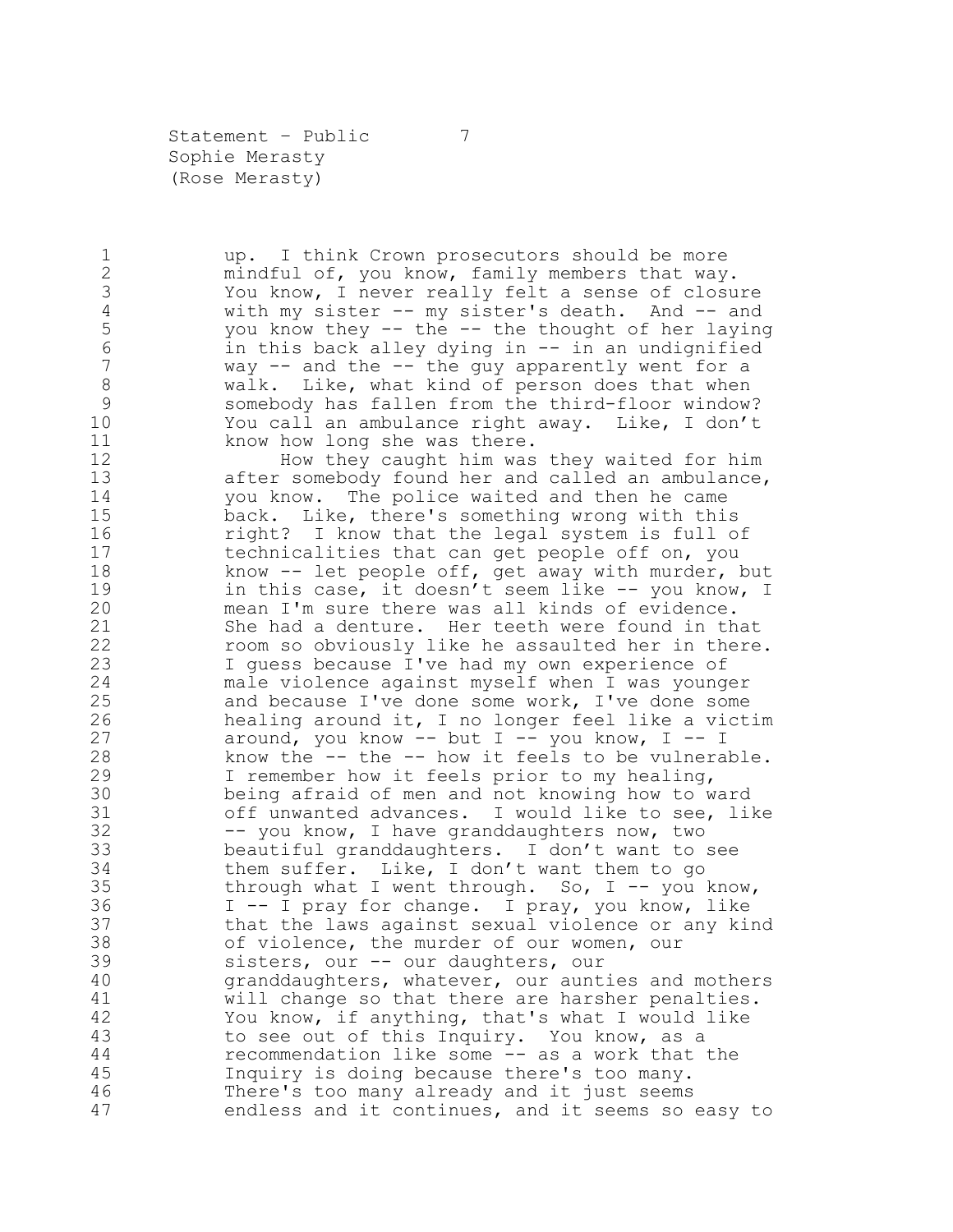up. I think Crown prosecutors should be more mindful of, you know, family members that way. You know, I never really felt a sense of closure with my sister -- my sister's death. And -- and you know they -- the -- the thought of her laying in this back alley dying in -- in an undignified way -- and the -- the guy apparently went for a walk. Like, what kind of person does that when somebody has fallen from the third-floor window? You call an ambulance right away. Like, I don't know how long she was there.

How they caught him was they waited for him after somebody found her and called an ambulance, you know. The police waited and then he came back. Like, there's something wrong with this right? I know that the legal system is full of technicalities that can get people off on, you know -- let people off, get away with murder, but in this case, it doesn't seem like -- you know, I mean I'm sure there was all kinds of evidence. She had a denture. Her teeth were found in that room so obviously like he assaulted her in there. I guess because I've had my own experience of male violence against myself when I was younger and because I've done some work, I've done some healing around it, I no longer feel like a victim around, you know -- but I -- you know, I -- I know the -- the -- how it feels to be vulnerable. I remember how it feels prior to my healing, being afraid of men and not knowing how to ward off unwanted advances. I would like to see, like -- you know, I have granddaughters now, two beautiful granddaughters. I don't want to see them suffer. Like, I don't want them to go through what I went through. So, I -- you know, I -- I pray for change. I pray, you know, like that the laws against sexual violence or any kind of violence, the murder of our women, our sisters, our -- our daughters, our granddaughters, whatever, our aunties and mothers will change so that there are harsher penalties. You know, if anything, that's what I would like to see out of this Inquiry. You know, as a recommendation like some -- as a work that the Inquiry is doing because there's too many. There's too many already and it just seems endless and it continues, and it seems so easy to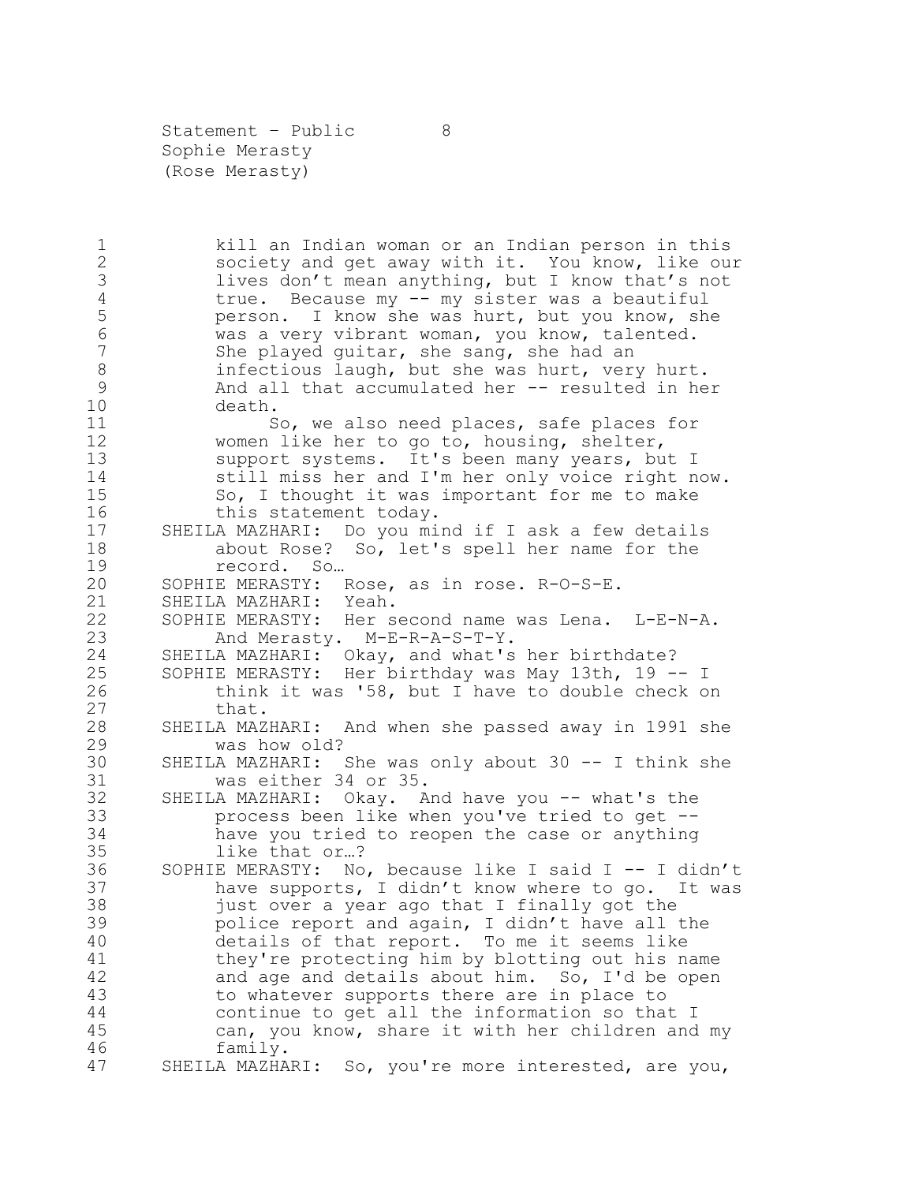kill an Indian woman or an Indian person in this society and get away with it. You know, like our lives don't mean anything, but I know that's not true. Because my -- my sister was a beautiful person. I know she was hurt, but you know, she was a very vibrant woman, you know, talented. She played guitar, she sang, she had an infectious laugh, but she was hurt, very hurt. And all that accumulated her -- resulted in her death.

So, we also need places, safe places for women like her to go to, housing, shelter, support systems. It's been many years, but I still miss her and I'm her only voice right now. So, I thought it was important for me to make this statement today.

SHEILA MAZHARI: Do you mind if I ask a few details about Rose? So, let's spell her name for the record. So…

SOPHIE MERASTY: Rose, as in rose. R-O-S-E.

SHEILA MAZHARI: Yeah.

SOPHIE MERASTY: Her second name was Lena. L-E-N-A. And Merasty. M-E-R-A-S-T-Y.

SHEILA MAZHARI: Okay, and what's her birthdate?

SOPHIE MERASTY: Her birthday was May 13th, 19 -- I think it was '58, but I have to double check on that.

SHEILA MAZHARI: And when she passed away in 1991 she was how old?

SHEILA MAZHARI: She was only about 30 -- I think she was either 34 or 35.

SHEILA MAZHARI: Okay. And have you -- what's the process been like when you've tried to get -- have you tried to reopen the case or anything like that or…?

SOPHIE MERASTY: No, because like I said I -- I didn't have supports, I didn't know where to go. It was just over a year ago that I finally got the police report and again, I didn't have all the details of that report. To me it seems like they're protecting him by blotting out his name and age and details about him. So, I'd be open to whatever supports there are in place to continue to get all the information so that I can, you know, share it with her children and my family.

SHEILA MAZHARI: So, you're more interested, are you,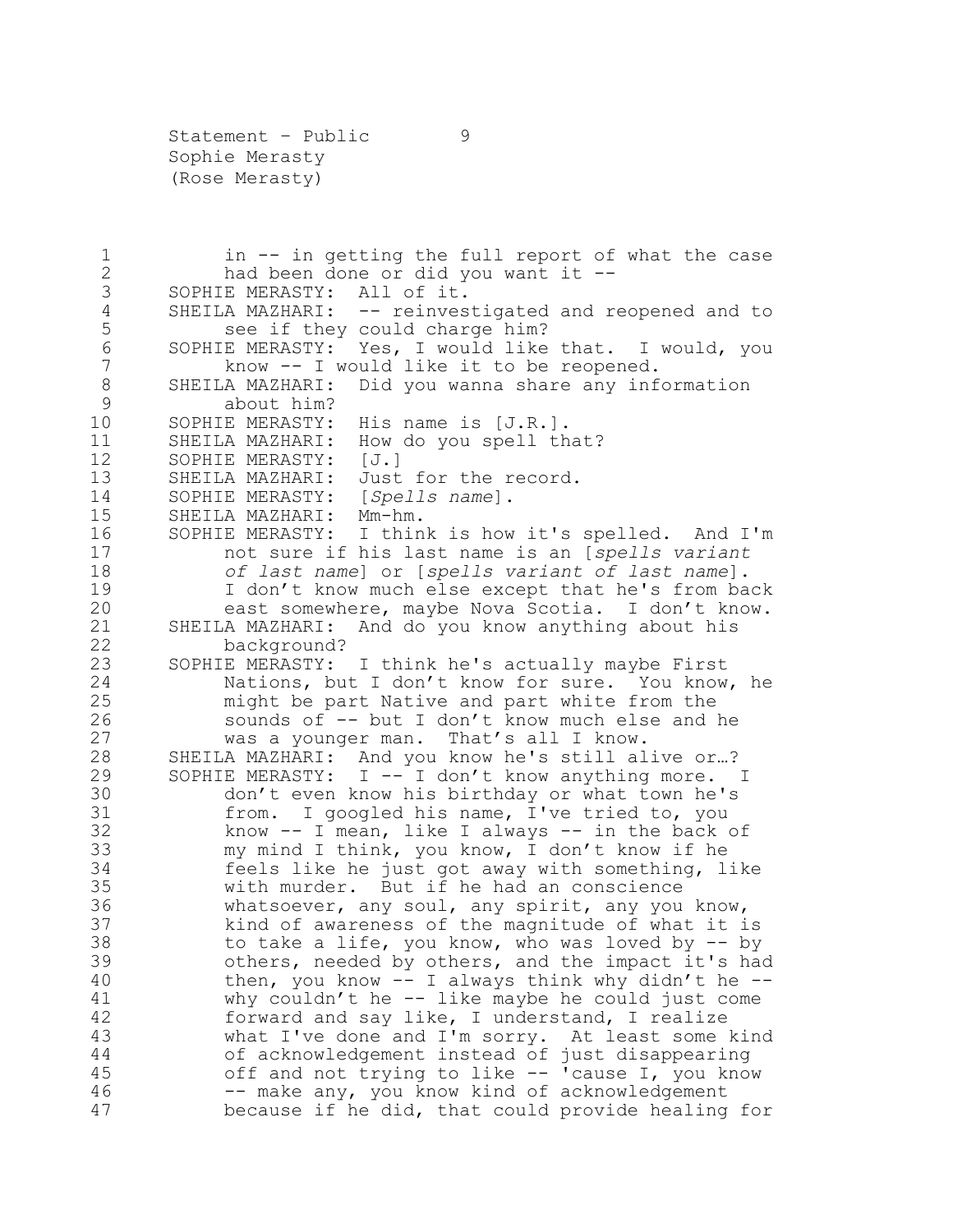in -- in getting the full report of what the case had been done or did you want it --

SOPHIE MERASTY: All of it.

SHEILA MAZHARI: -- reinvestigated and reopened and to see if they could charge him?

SOPHIE MERASTY: Yes, I would like that. I would, you know -- I would like it to be reopened.

SHEILA MAZHARI: Did you wanna share any information about him?

SOPHIE MERASTY: His name is [J.R.].

SHEILA MAZHARI: How do you spell that?

SOPHIE MERASTY: [J.]

SHEILA MAZHARI: Just for the record.

SOPHIE MERASTY: [*Spells name*].

SHEILA MAZHARI: Mm-hm.

SOPHIE MERASTY: I think is how it's spelled. And I'm not sure if his last name is an [*spells variant of last name*] or [*spells variant of last name*]. I don't know much else except that he's from back east somewhere, maybe Nova Scotia. I don't know.

SHEILA MAZHARI: And do you know anything about his background?

SOPHIE MERASTY: I think he's actually maybe First Nations, but I don't know for sure. You know, he might be part Native and part white from the sounds of -- but I don't know much else and he was a younger man. That's all I know.

SHEILA MAZHARI: And you know he's still alive or…?

SOPHIE MERASTY: I -- I don't know anything more. I don't even know his birthday or what town he's from. I googled his name, I've tried to, you know -- I mean, like I always -- in the back of my mind I think, you know, I don't know if he feels like he just got away with something, like with murder. But if he had an conscience whatsoever, any soul, any spirit, any you know, kind of awareness of the magnitude of what it is to take a life, you know, who was loved by -- by others, needed by others, and the impact it's had then, you know -- I always think why didn't he -- why couldn't he -- like maybe he could just come forward and say like, I understand, I realize what I've done and I'm sorry. At least some kind of acknowledgement instead of just disappearing off and not trying to like -- 'cause I, you know -- make any, you know kind of acknowledgement because if he did, that could provide healing for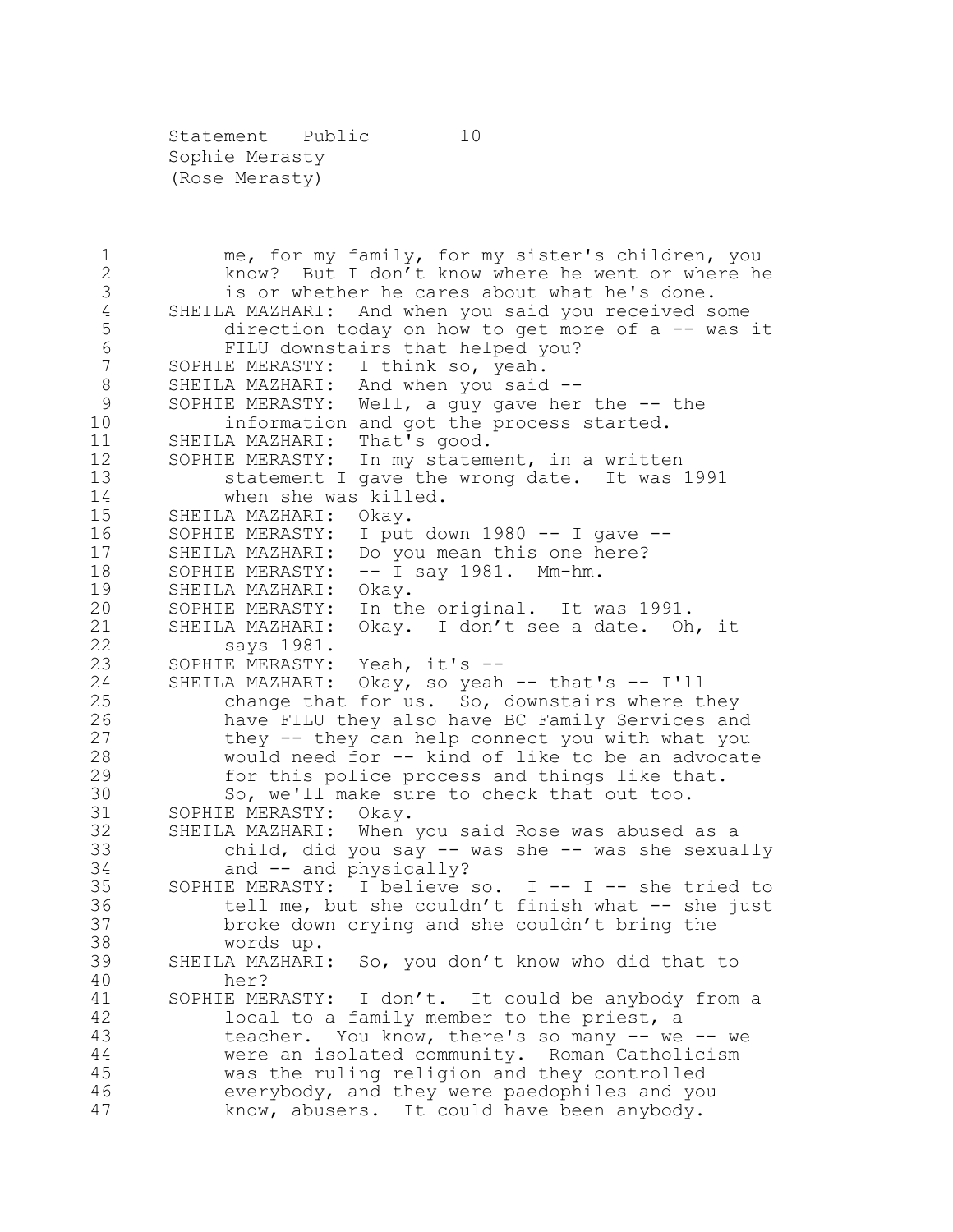me, for my family, for my sister's children, you know? But I don't know where he went or where he is or whether he cares about what he's done.

SHEILA MAZHARI: And when you said you received some direction today on how to get more of a -- was it FILU downstairs that helped you?

SOPHIE MERASTY: I think so, yeah.

SHEILA MAZHARI: And when you said --

SOPHIE MERASTY: Well, a guy gave her the -- the information and got the process started.

SHEILA MAZHARI: That's good.

SOPHIE MERASTY: In my statement, in a written statement I gave the wrong date. It was 1991 when she was killed.

SHEILA MAZHARI: Okay.

SOPHIE MERASTY: I put down 1980 -- I gave --

SHEILA MAZHARI: Do you mean this one here?

SOPHIE MERASTY: -- I say 1981. Mm-hm.

SHEILA MAZHARI: Okay.

SOPHIE MERASTY: In the original. It was 1991.

SHEILA MAZHARI: Okay. I don't see a date. Oh, it says 1981.

SOPHIE MERASTY: Yeah, it's --

SHEILA MAZHARI: Okay, so yeah -- that's -- I'll change that for us. So, downstairs where they have FILU they also have BC Family Services and they -- they can help connect you with what you would need for -- kind of like to be an advocate for this police process and things like that. So, we'll make sure to check that out too.

SOPHIE MERASTY: Okay.

SHEILA MAZHARI: When you said Rose was abused as a child, did you say -- was she -- was she sexually and -- and physically?

SOPHIE MERASTY: I believe so. I -- I -- she tried to tell me, but she couldn't finish what -- she just broke down crying and she couldn't bring the words up.

SHEILA MAZHARI: So, you don't know who did that to her?

SOPHIE MERASTY: I don't. It could be anybody from a local to a family member to the priest, a teacher. You know, there's so many -- we -- we were an isolated community. Roman Catholicism was the ruling religion and they controlled everybody, and they were paedophiles and you know, abusers. It could have been anybody.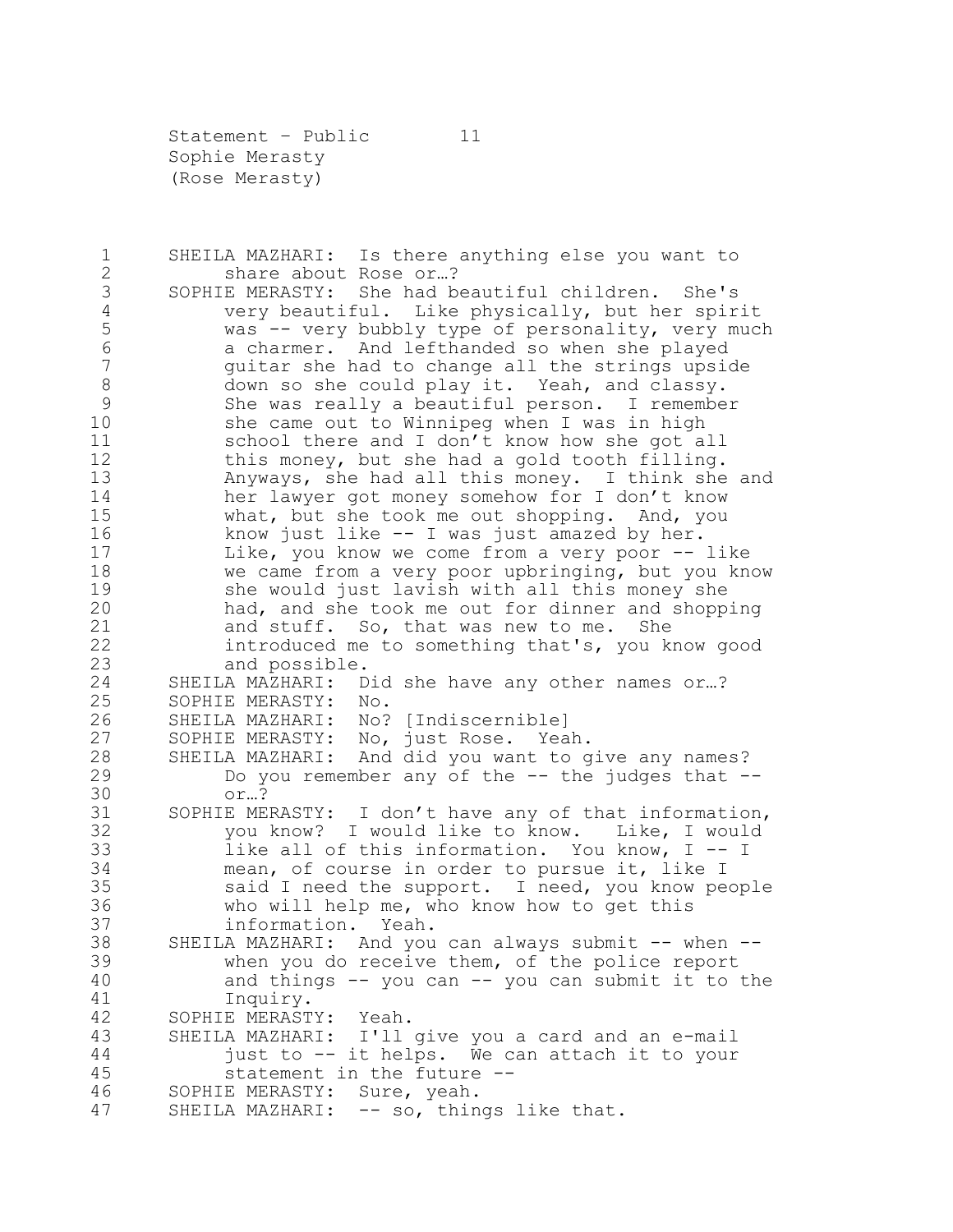SHEILA MAZHARI: Is there anything else you want to share about Rose or…?

SOPHIE MERASTY: She had beautiful children. She's very beautiful. Like physically, but her spirit was -- very bubbly type of personality, very much a charmer. And lefthanded so when she played guitar she had to change all the strings upside down so she could play it. Yeah, and classy. She was really a beautiful person. I remember she came out to Winnipeg when I was in high school there and I don't know how she got all this money, but she had a gold tooth filling. Anyways, she had all this money. I think she and her lawyer got money somehow for I don't know what, but she took me out shopping. And, you know just like -- I was just amazed by her. Like, you know we come from a very poor -- like we came from a very poor upbringing, but you know she would just lavish with all this money she had, and she took me out for dinner and shopping and stuff. So, that was new to me. She introduced me to something that's, you know good and possible.

SHEILA MAZHARI: Did she have any other names or…?

SOPHIE MERASTY: No.

SHEILA MAZHARI: No? [Indiscernible]

SOPHIE MERASTY: No, just Rose. Yeah.

SHEILA MAZHARI: And did you want to give any names? Do you remember any of the -- the judges that -- or…?

SOPHIE MERASTY: I don't have any of that information, you know? I would like to know. Like, I would like all of this information. You know, I -- I mean, of course in order to pursue it, like I said I need the support. I need, you know people who will help me, who know how to get this information. Yeah.

SHEILA MAZHARI: And you can always submit -- when -- when you do receive them, of the police report and things -- you can -- you can submit it to the Inquiry.

SOPHIE MERASTY: Yeah.

SHEILA MAZHARI: I'll give you a card and an e-mail just to -- it helps. We can attach it to your statement in the future --

SOPHIE MERASTY: Sure, yeah.

SHEILA MAZHARI: -- so, things like that.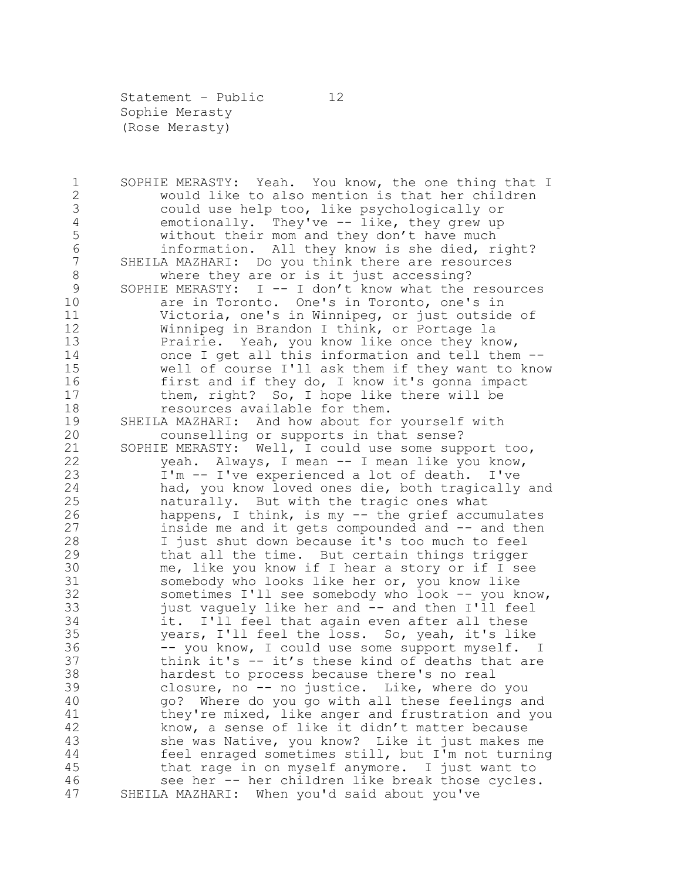SOPHIE MERASTY: Yeah. You know, the one thing that I would like to also mention is that her children could use help too, like psychologically or emotionally. They've -- like, they grew up without their mom and they don't have much information. All they know is she died, right?

SHEILA MAZHARI: Do you think there are resources where they are or is it just accessing?

SOPHIE MERASTY: I -- I don't know what the resources are in Toronto. One's in Toronto, one's in Victoria, one's in Winnipeg, or just outside of Winnipeg in Brandon I think, or Portage la Prairie. Yeah, you know like once they know, once I get all this information and tell them -- well of course I'll ask them if they want to know first and if they do, I know it's gonna impact them, right? So, I hope like there will be resources available for them.

SHEILA MAZHARI: And how about for yourself with counselling or supports in that sense?

SOPHIE MERASTY: Well, I could use some support too, yeah. Always, I mean -- I mean like you know, I'm -- I've experienced a lot of death. I've had, you know loved ones die, both tragically and naturally. But with the tragic ones what happens, I think, is my -- the grief accumulates inside me and it gets compounded and -- and then I just shut down because it's too much to feel that all the time. But certain things trigger me, like you know if I hear a story or if I see somebody who looks like her or, you know like sometimes I'll see somebody who look -- you know, just vaguely like her and -- and then I'll feel it. I'll feel that again even after all these years, I'll feel the loss. So, yeah, it's like -- you know, I could use some support myself. I think it's -- it's these kind of deaths that are hardest to process because there's no real closure, no -- no justice. Like, where do you go? Where do you go with all these feelings and they're mixed, like anger and frustration and you know, a sense of like it didn't matter because she was Native, you know? Like it just makes me feel enraged sometimes still, but I'm not turning that rage in on myself anymore. I just want to see her -- her children like break those cycles.

SHEILA MAZHARI: When you'd said about you've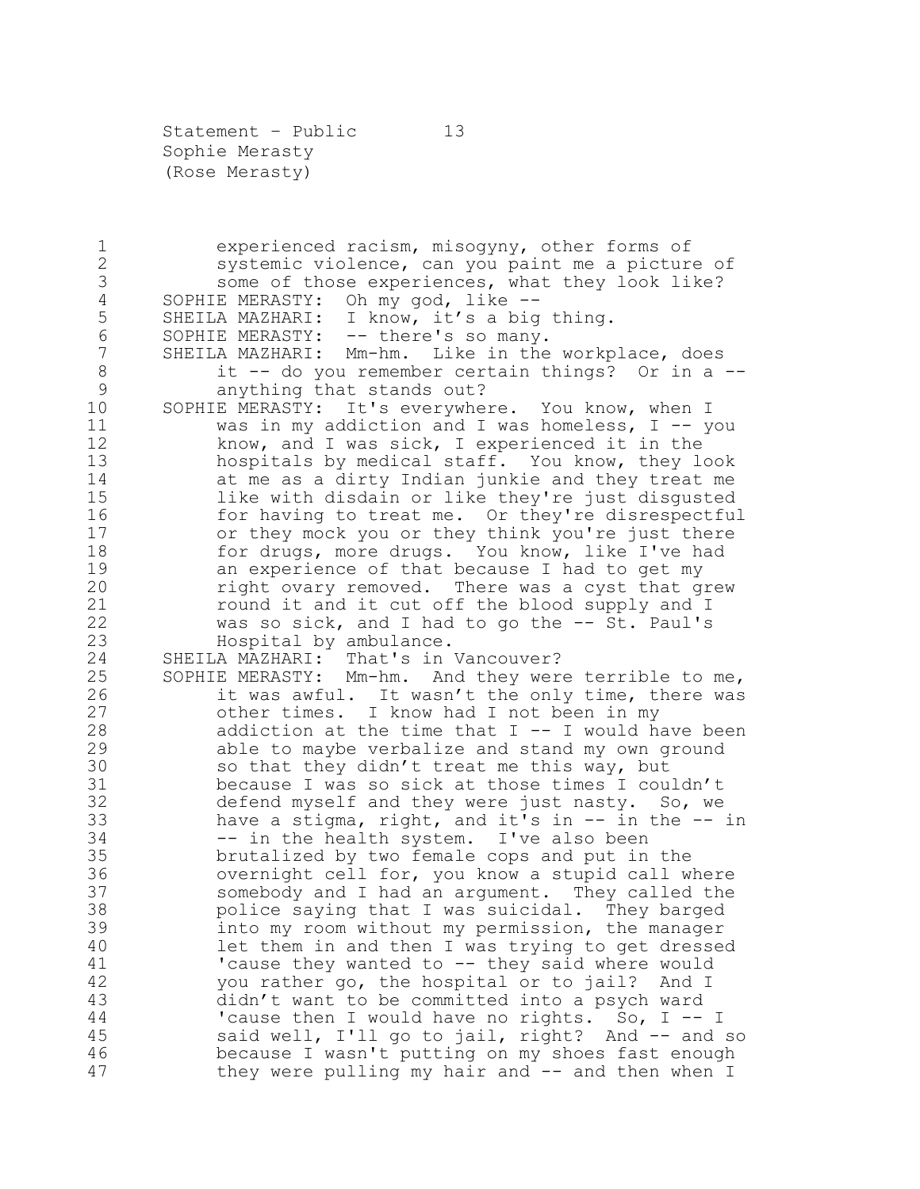experienced racism, misogyny, other forms of systemic violence, can you paint me a picture of some of those experiences, what they look like?

SOPHIE MERASTY: Oh my god, like --

SHEILA MAZHARI: I know, it's a big thing.

SOPHIE MERASTY: -- there's so many.

SHEILA MAZHARI: Mm-hm. Like in the workplace, does it -- do you remember certain things? Or in a -- anything that stands out?

SOPHIE MERASTY: It's everywhere. You know, when I was in my addiction and I was homeless, I -- you know, and I was sick, I experienced it in the hospitals by medical staff. You know, they look at me as a dirty Indian junkie and they treat me like with disdain or like they're just disgusted for having to treat me. Or they're disrespectful or they mock you or they think you're just there for drugs, more drugs. You know, like I've had an experience of that because I had to get my right ovary removed. There was a cyst that grew round it and it cut off the blood supply and I was so sick, and I had to go the -- St. Paul's Hospital by ambulance.

SHEILA MAZHARI: That's in Vancouver?

SOPHIE MERASTY: Mm-hm. And they were terrible to me, it was awful. It wasn't the only time, there was other times. I know had I not been in my addiction at the time that I -- I would have been able to maybe verbalize and stand my own ground so that they didn't treat me this way, but because I was so sick at those times I couldn't defend myself and they were just nasty. So, we have a stigma, right, and it's in -- in the -- in -- in the health system. I've also been brutalized by two female cops and put in the overnight cell for, you know a stupid call where somebody and I had an argument. They called the police saying that I was suicidal. They barged into my room without my permission, the manager let them in and then I was trying to get dressed 'cause they wanted to -- they said where would you rather go, the hospital or to jail? And I didn't want to be committed into a psych ward 'cause then I would have no rights. So, I -- I said well, I'll go to jail, right? And -- and so because I wasn't putting on my shoes fast enough they were pulling my hair and -- and then when I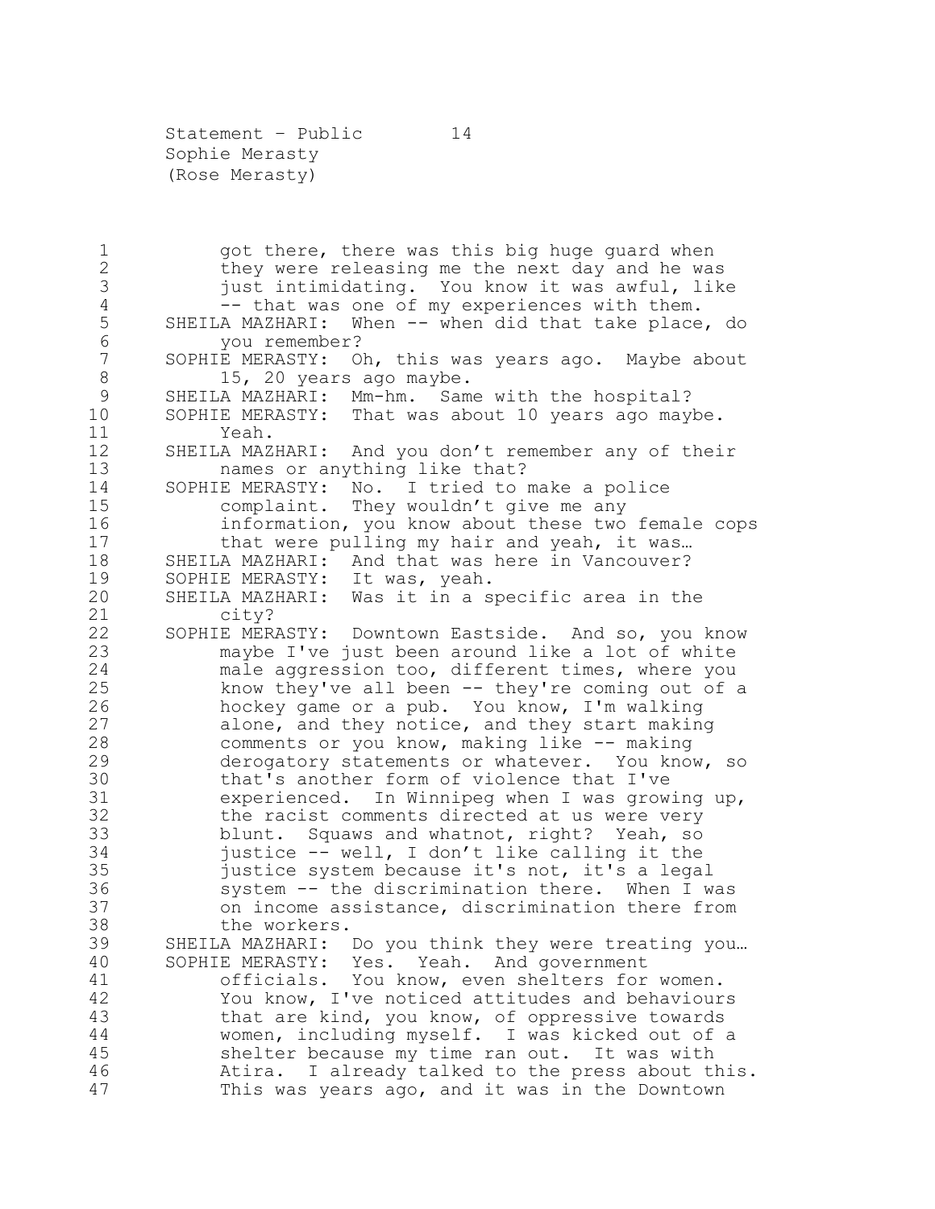got there, there was this big huge guard when they were releasing me the next day and he was just intimidating. You know it was awful, like -- that was one of my experiences with them.

SHEILA MAZHARI: When -- when did that take place, do you remember?

SOPHIE MERASTY: Oh, this was years ago. Maybe about 15, 20 years ago maybe.

SHEILA MAZHARI: Mm-hm. Same with the hospital?

SOPHIE MERASTY: That was about 10 years ago maybe. Yeah.

SHEILA MAZHARI: And you don't remember any of their names or anything like that?

SOPHIE MERASTY: No. I tried to make a police complaint. They wouldn't give me any information, you know about these two female cops that were pulling my hair and yeah, it was…

SHEILA MAZHARI: And that was here in Vancouver?

SOPHIE MERASTY: It was, yeah.

SHEILA MAZHARI: Was it in a specific area in the city?

SOPHIE MERASTY: Downtown Eastside. And so, you know maybe I've just been around like a lot of white male aggression too, different times, where you know they've all been -- they're coming out of a hockey game or a pub. You know, I'm walking alone, and they notice, and they start making comments or you know, making like -- making derogatory statements or whatever. You know, so that's another form of violence that I've experienced. In Winnipeg when I was growing up, the racist comments directed at us were very blunt. Squaws and whatnot, right? Yeah, so justice -- well, I don't like calling it the justice system because it's not, it's a legal system -- the discrimination there. When I was on income assistance, discrimination there from the workers.

SHEILA MAZHARI: Do you think they were treating you…

SOPHIE MERASTY: Yes. Yeah. And government officials. You know, even shelters for women. You know, I've noticed attitudes and behaviours that are kind, you know, of oppressive towards women, including myself. I was kicked out of a shelter because my time ran out. It was with Atira. I already talked to the press about this. This was years ago, and it was in the Downtown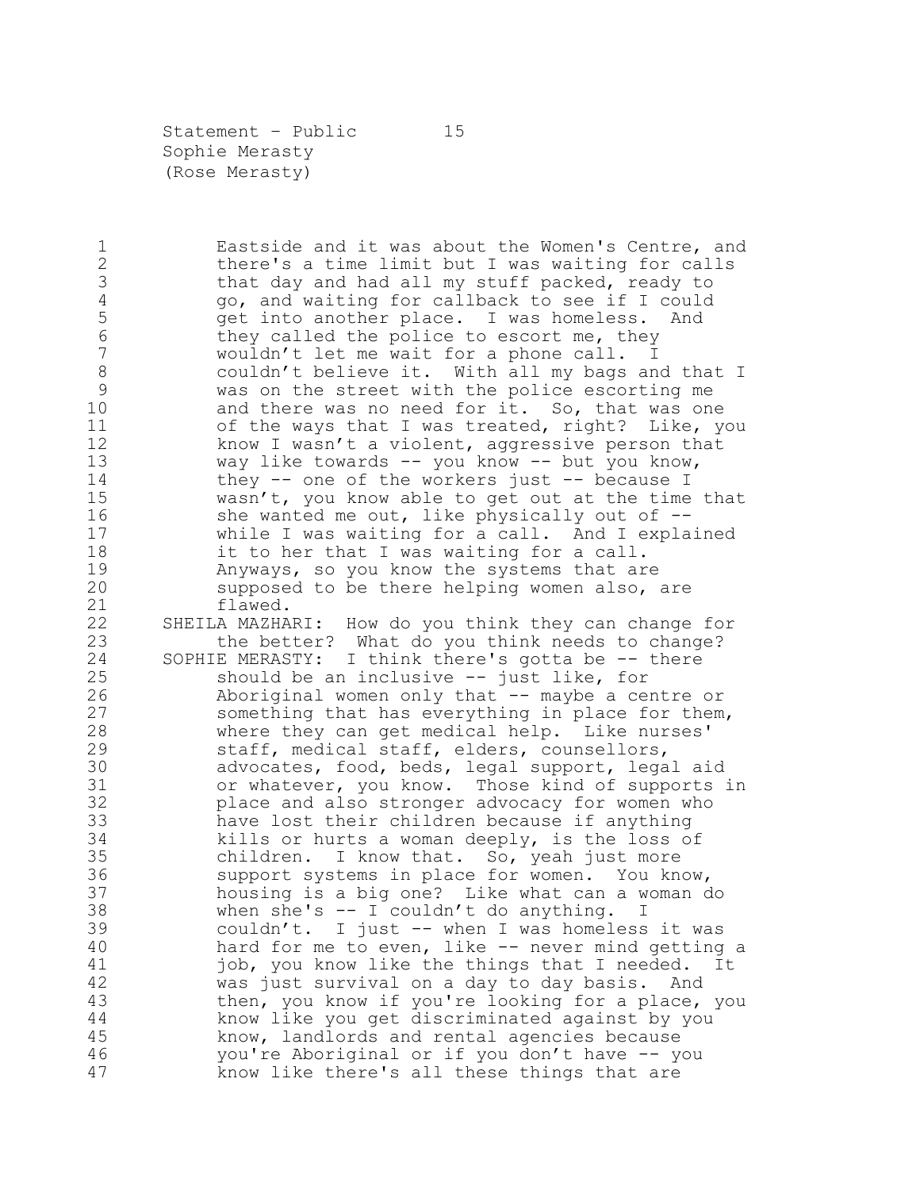Eastside and it was about the Women's Centre, and there's a time limit but I was waiting for calls that day and had all my stuff packed, ready to go, and waiting for callback to see if I could get into another place. I was homeless. And they called the police to escort me, they wouldn't let me wait for a phone call. I couldn't believe it. With all my bags and that I was on the street with the police escorting me and there was no need for it. So, that was one of the ways that I was treated, right? Like, you know I wasn't a violent, aggressive person that way like towards -- you know -- but you know, they -- one of the workers just -- because I wasn't, you know able to get out at the time that she wanted me out, like physically out of -- while I was waiting for a call. And I explained it to her that I was waiting for a call. Anyways, so you know the systems that are supposed to be there helping women also, are flawed.

SHEILA MAZHARI: How do you think they can change for the better? What do you think needs to change?

SOPHIE MERASTY: I think there's gotta be -- there should be an inclusive -- just like, for Aboriginal women only that -- maybe a centre or something that has everything in place for them, where they can get medical help. Like nurses' staff, medical staff, elders, counsellors, advocates, food, beds, legal support, legal aid or whatever, you know. Those kind of supports in place and also stronger advocacy for women who have lost their children because if anything kills or hurts a woman deeply, is the loss of children. I know that. So, yeah just more support systems in place for women. You know, housing is a big one? Like what can a woman do when she's -- I couldn't do anything. I couldn't. I just -- when I was homeless it was hard for me to even, like -- never mind getting a job, you know like the things that I needed. It was just survival on a day to day basis. And then, you know if you're looking for a place, you know like you get discriminated against by you know, landlords and rental agencies because you're Aboriginal or if you don't have -- you know like there's all these things that are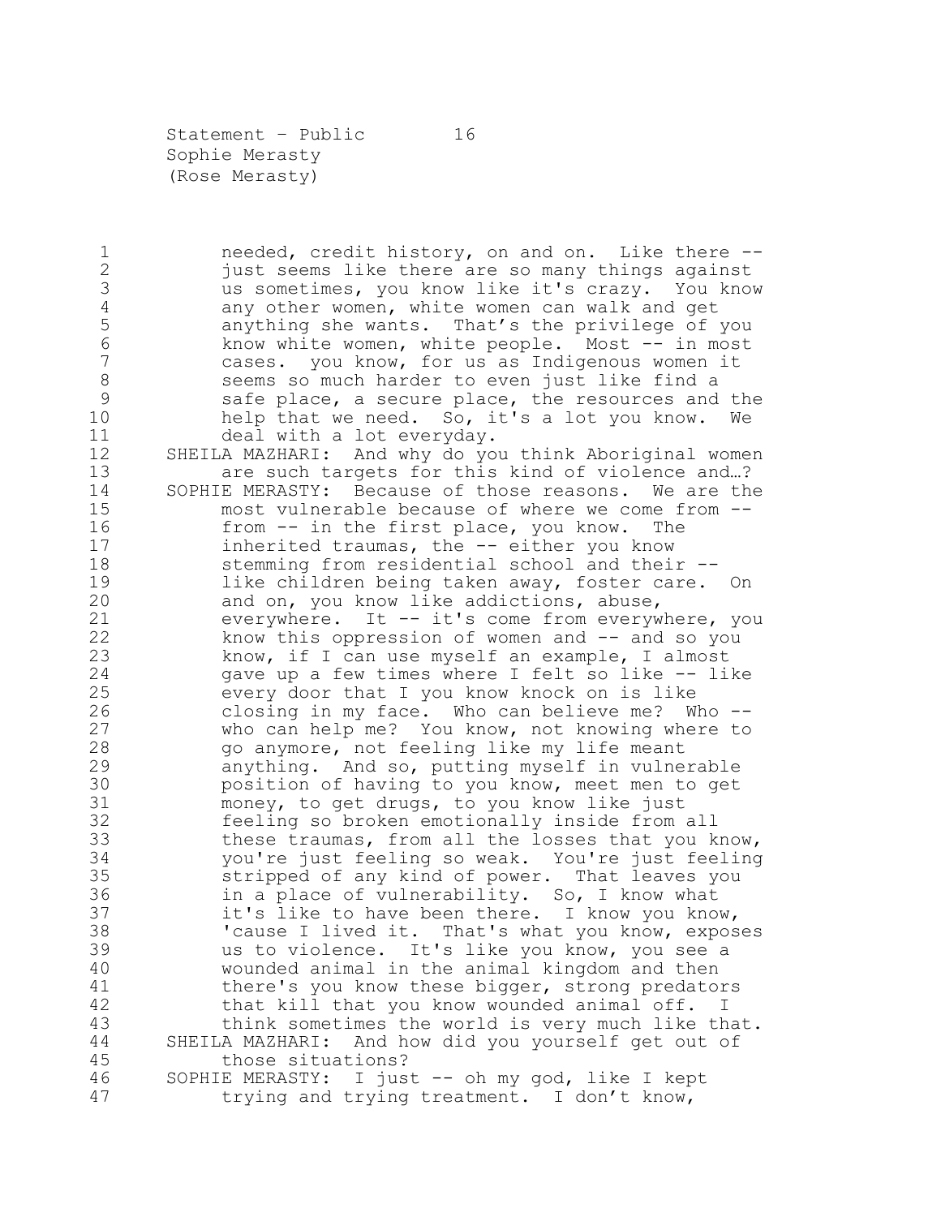needed, credit history, on and on. Like there -- just seems like there are so many things against us sometimes, you know like it's crazy. You know any other women, white women can walk and get anything she wants. That's the privilege of you know white women, white people. Most -- in most cases. you know, for us as Indigenous women it seems so much harder to even just like find a safe place, a secure place, the resources and the help that we need. So, it's a lot you know. We deal with a lot everyday.

SHEILA MAZHARI: And why do you think Aboriginal women are such targets for this kind of violence and…?

SOPHIE MERASTY: Because of those reasons. We are the most vulnerable because of where we come from -- from -- in the first place, you know. The inherited traumas, the -- either you know stemming from residential school and their -- like children being taken away, foster care. On and on, you know like addictions, abuse, everywhere. It -- it's come from everywhere, you know this oppression of women and -- and so you know, if I can use myself an example, I almost gave up a few times where I felt so like -- like every door that I you know knock on is like closing in my face. Who can believe me? Who -- who can help me? You know, not knowing where to go anymore, not feeling like my life meant anything. And so, putting myself in vulnerable position of having to you know, meet men to get money, to get drugs, to you know like just feeling so broken emotionally inside from all these traumas, from all the losses that you know, you're just feeling so weak. You're just feeling stripped of any kind of power. That leaves you in a place of vulnerability. So, I know what it's like to have been there. I know you know, 'cause I lived it. That's what you know, exposes us to violence. It's like you know, you see a wounded animal in the animal kingdom and then there's you know these bigger, strong predators that kill that you know wounded animal off. I think sometimes the world is very much like that.

SHEILA MAZHARI: And how did you yourself get out of those situations?

SOPHIE MERASTY: I just -- oh my god, like I kept trying and trying treatment. I don't know,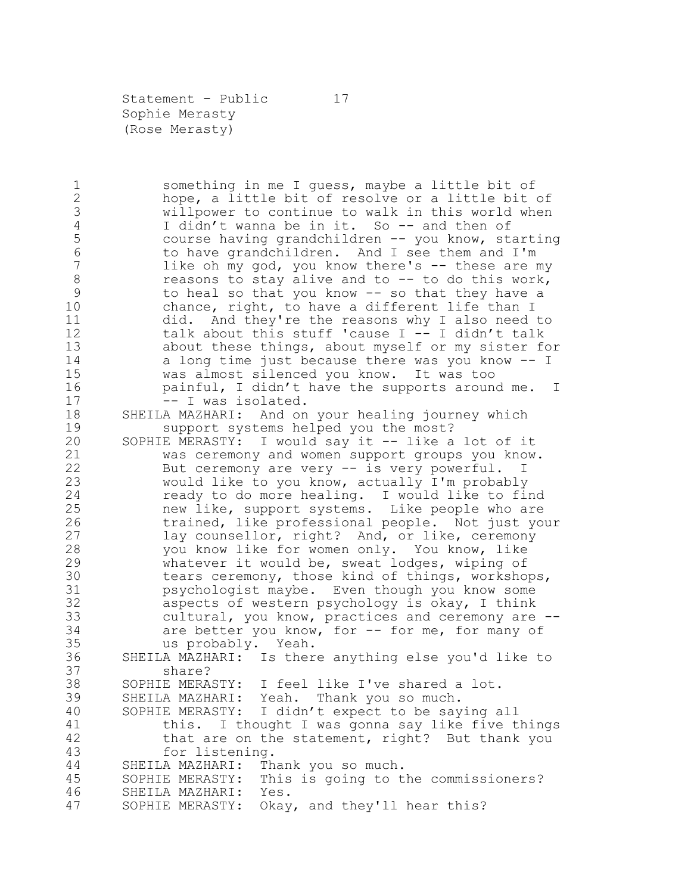something in me I guess, maybe a little bit of hope, a little bit of resolve or a little bit of willpower to continue to walk in this world when I didn't wanna be in it. So -- and then of course having grandchildren -- you know, starting to have grandchildren. And I see them and I'm like oh my god, you know there's -- these are my reasons to stay alive and to -- to do this work, to heal so that you know -- so that they have a chance, right, to have a different life than I did. And they're the reasons why I also need to talk about this stuff 'cause I -- I didn't talk about these things, about myself or my sister for a long time just because there was you know -- I was almost silenced you know. It was too painful, I didn't have the supports around me. I -- I was isolated.

SHEILA MAZHARI: And on your healing journey which support systems helped you the most?

SOPHIE MERASTY: I would say it -- like a lot of it was ceremony and women support groups you know. But ceremony are very -- is very powerful. I would like to you know, actually I'm probably ready to do more healing. I would like to find new like, support systems. Like people who are trained, like professional people. Not just your lay counsellor, right? And, or like, ceremony you know like for women only. You know, like whatever it would be, sweat lodges, wiping of tears ceremony, those kind of things, workshops, psychologist maybe. Even though you know some aspects of western psychology is okay, I think cultural, you know, practices and ceremony are -- are better you know, for -- for me, for many of us probably. Yeah.

SHEILA MAZHARI: Is there anything else you'd like to share?

SOPHIE MERASTY: I feel like I've shared a lot.

SHEILA MAZHARI: Yeah. Thank you so much.

SOPHIE MERASTY: I didn't expect to be saying all this. I thought I was gonna say like five things that are on the statement, right? But thank you for listening.

SHEILA MAZHARI: Thank you so much.

SOPHIE MERASTY: This is going to the commissioners?

SHEILA MAZHARI: Yes.

SOPHIE MERASTY: Okay, and they'll hear this?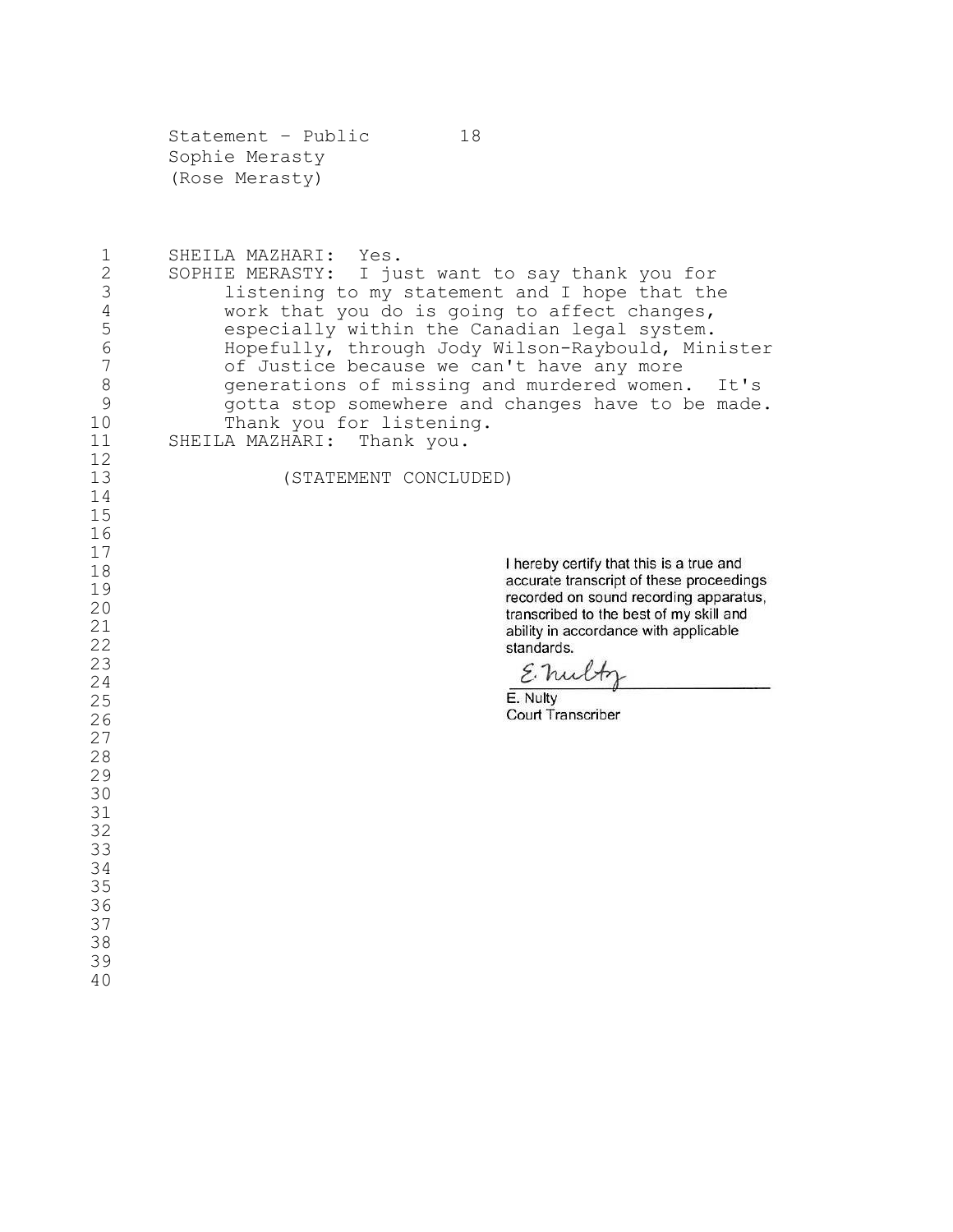SHEILA MAZHARI: Yes.

SOPHIE MERASTY: I just want to say thank you for listening to my statement and I hope that the work that you do is going to affect changes, especially within the Canadian legal system. Hopefully, through Jody Wilson-Raybould, Minister of Justice because we can't have any more generations of missing and murdered women. It's gotta stop somewhere and changes have to be made. Thank you for listening.

SHEILA MAZHARI: Thank you.

(STATEMENT CONCLUDED)

I hereby certify that this is a true and accurate transcript of these proceedings recorded on sound recording apparatus, transcribed to the best of my skill and ability in accordance with applicable standards.

E. Nulty

E. Nulty
Court Transcriber